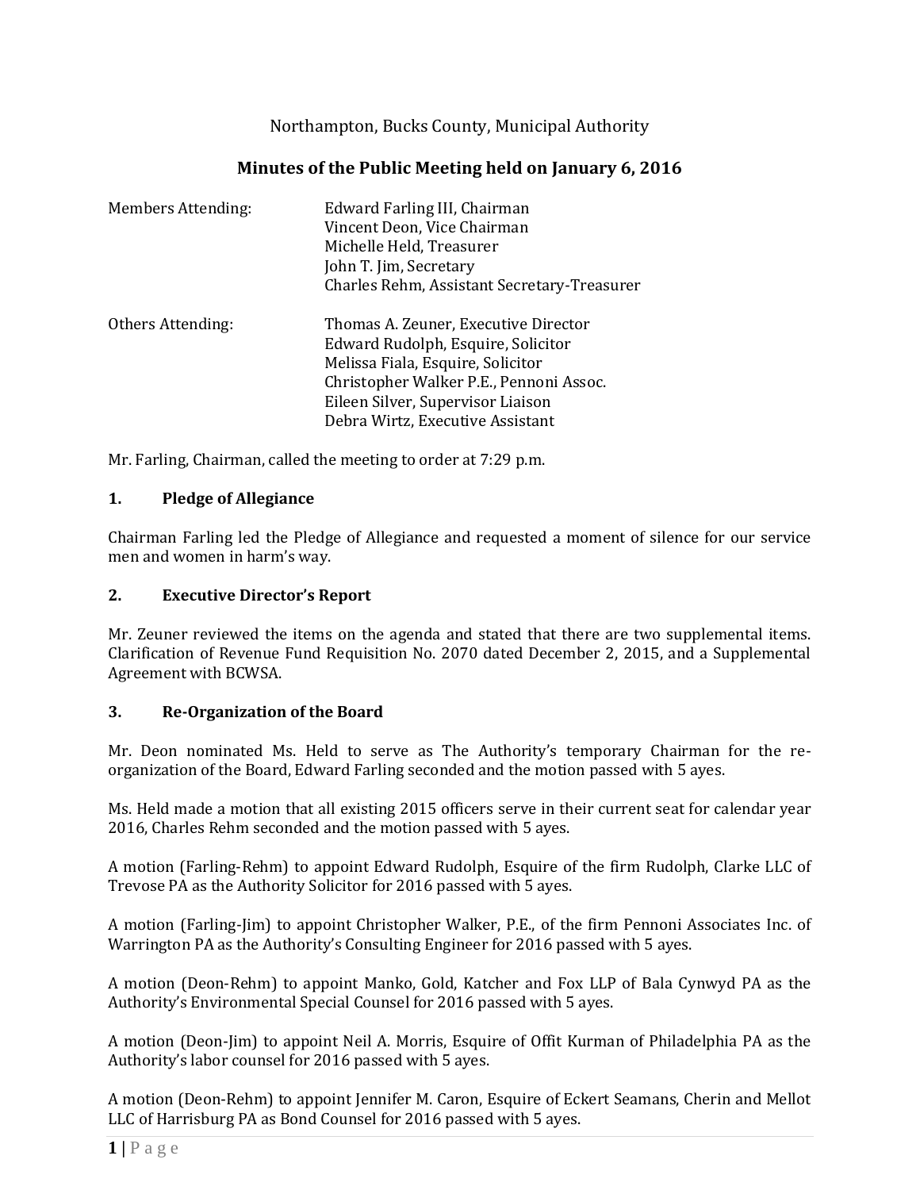Northampton, Bucks County, Municipal Authority

# Minutes of the Public Meeting held on January 6, 2016

| | |
|---|---|
| Members Attending: | Edward Farling III, Chairman<br>Vincent Deon, Vice Chairman<br>Michelle Held, Treasurer<br>John T. Jim, Secretary<br>Charles Rehm, Assistant Secretary-Treasurer |
| Others Attending: | Thomas A. Zeuner, Executive Director<br>Edward Rudolph, Esquire, Solicitor<br>Melissa Fiala, Esquire, Solicitor<br>Christopher Walker P.E., Pennoni Assoc.<br>Eileen Silver, Supervisor Liaison<br>Debra Wirtz, Executive Assistant |

Mr. Farling, Chairman, called the meeting to order at 7:29 p.m.

## 1. Pledge of Allegiance

Chairman Farling led the Pledge of Allegiance and requested a moment of silence for our service men and women in harm's way.

## 2. Executive Director's Report

Mr. Zeuner reviewed the items on the agenda and stated that there are two supplemental items. Clarification of Revenue Fund Requisition No. 2070 dated December 2, 2015, and a Supplemental Agreement with BCWSA.

## 3. Re-Organization of the Board

Mr. Deon nominated Ms. Held to serve as The Authority's temporary Chairman for the re-organization of the Board, Edward Farling seconded and the motion passed with 5 ayes.

Ms. Held made a motion that all existing 2015 officers serve in their current seat for calendar year 2016, Charles Rehm seconded and the motion passed with 5 ayes.

A motion (Farling-Rehm) to appoint Edward Rudolph, Esquire of the firm Rudolph, Clarke LLC of Trevose PA as the Authority Solicitor for 2016 passed with 5 ayes.

A motion (Farling-Jim) to appoint Christopher Walker, P.E., of the firm Pennoni Associates Inc. of Warrington PA as the Authority's Consulting Engineer for 2016 passed with 5 ayes.

A motion (Deon-Rehm) to appoint Manko, Gold, Katcher and Fox LLP of Bala Cynwyd PA as the Authority's Environmental Special Counsel for 2016 passed with 5 ayes.

A motion (Deon-Jim) to appoint Neil A. Morris, Esquire of Offit Kurman of Philadelphia PA as the Authority's labor counsel for 2016 passed with 5 ayes.

A motion (Deon-Rehm) to appoint Jennifer M. Caron, Esquire of Eckert Seamans, Cherin and Mellot LLC of Harrisburg PA as Bond Counsel for 2016 passed with 5 ayes.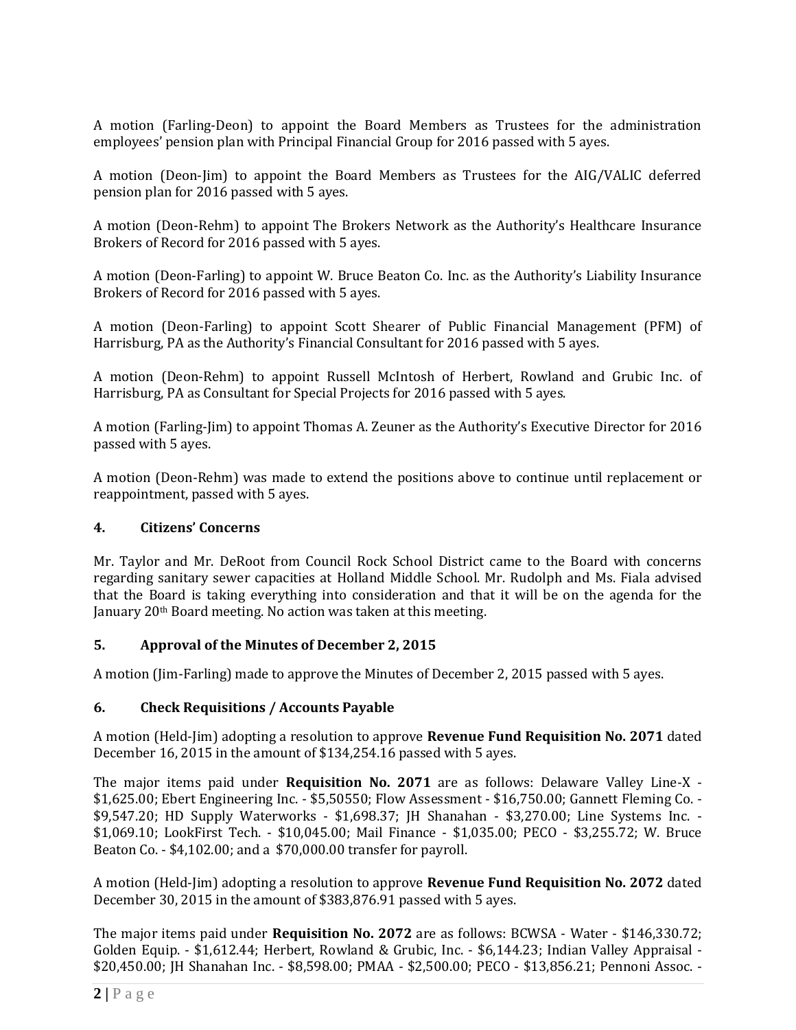A motion (Farling-Deon) to appoint the Board Members as Trustees for the administration employees' pension plan with Principal Financial Group for 2016 passed with 5 ayes.

A motion (Deon-Jim) to appoint the Board Members as Trustees for the AIG/VALIC deferred pension plan for 2016 passed with 5 ayes.

A motion (Deon-Rehm) to appoint The Brokers Network as the Authority's Healthcare Insurance Brokers of Record for 2016 passed with 5 ayes.

A motion (Deon-Farling) to appoint W. Bruce Beaton Co. Inc. as the Authority's Liability Insurance Brokers of Record for 2016 passed with 5 ayes.

A motion (Deon-Farling) to appoint Scott Shearer of Public Financial Management (PFM) of Harrisburg, PA as the Authority's Financial Consultant for 2016 passed with 5 ayes.

A motion (Deon-Rehm) to appoint Russell McIntosh of Herbert, Rowland and Grubic Inc. of Harrisburg, PA as Consultant for Special Projects for 2016 passed with 5 ayes.

A motion (Farling-Jim) to appoint Thomas A. Zeuner as the Authority's Executive Director for 2016 passed with 5 ayes.

A motion (Deon-Rehm) was made to extend the positions above to continue until replacement or reappointment, passed with 5 ayes.

## 4. Citizens' Concerns

Mr. Taylor and Mr. DeRoot from Council Rock School District came to the Board with concerns regarding sanitary sewer capacities at Holland Middle School. Mr. Rudolph and Ms. Fiala advised that the Board is taking everything into consideration and that it will be on the agenda for the January 20th Board meeting. No action was taken at this meeting.

## 5. Approval of the Minutes of December 2, 2015

A motion (Jim-Farling) made to approve the Minutes of December 2, 2015 passed with 5 ayes.

## 6. Check Requisitions / Accounts Payable

A motion (Held-Jim) adopting a resolution to approve **Revenue Fund Requisition No. 2071** dated December 16, 2015 in the amount of $134,254.16 passed with 5 ayes.

The major items paid under **Requisition No. 2071** are as follows: Delaware Valley Line-X - $1,625.00; Ebert Engineering Inc. - $5,50550; Flow Assessment - $16,750.00; Gannett Fleming Co. - $9,547.20; HD Supply Waterworks - $1,698.37; JH Shanahan - $3,270.00; Line Systems Inc. - $1,069.10; LookFirst Tech. - $10,045.00; Mail Finance - $1,035.00; PECO - $3,255.72; W. Bruce Beaton Co. - $4,102.00; and a $70,000.00 transfer for payroll.

A motion (Held-Jim) adopting a resolution to approve **Revenue Fund Requisition No. 2072** dated December 30, 2015 in the amount of $383,876.91 passed with 5 ayes.

The major items paid under **Requisition No. 2072** are as follows: BCWSA - Water - $146,330.72; Golden Equip. - $1,612.44; Herbert, Rowland & Grubic, Inc. - $6,144.23; Indian Valley Appraisal - $20,450.00; JH Shanahan Inc. - $8,598.00; PMAA - $2,500.00; PECO - $13,856.21; Pennoni Assoc. -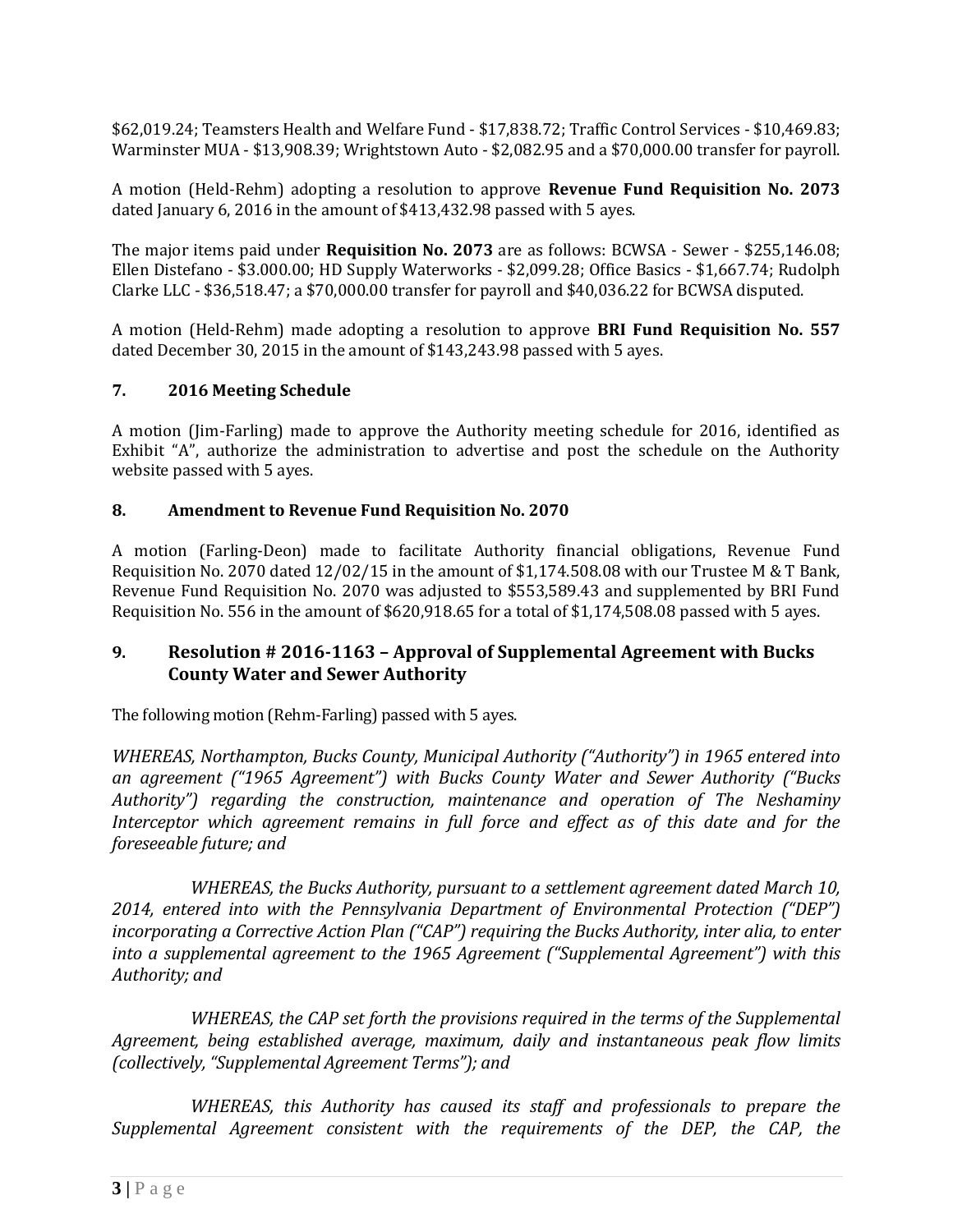$62,019.24; Teamsters Health and Welfare Fund - $17,838.72; Traffic Control Services - $10,469.83; Warminster MUA - $13,908.39; Wrightstown Auto - $2,082.95 and a $70,000.00 transfer for payroll.

A motion (Held-Rehm) adopting a resolution to approve **Revenue Fund Requisition No. 2073** dated January 6, 2016 in the amount of $413,432.98 passed with 5 ayes.

The major items paid under **Requisition No. 2073** are as follows: BCWSA - Sewer - $255,146.08; Ellen Distefano - $3.000.00; HD Supply Waterworks - $2,099.28; Office Basics - $1,667.74; Rudolph Clarke LLC - $36,518.47; a $70,000.00 transfer for payroll and $40,036.22 for BCWSA disputed.

A motion (Held-Rehm) made adopting a resolution to approve **BRI Fund Requisition No. 557** dated December 30, 2015 in the amount of $143,243.98 passed with 5 ayes.

### 7. 2016 Meeting Schedule

A motion (Jim-Farling) made to approve the Authority meeting schedule for 2016, identified as Exhibit "A", authorize the administration to advertise and post the schedule on the Authority website passed with 5 ayes.

### 8. Amendment to Revenue Fund Requisition No. 2070

A motion (Farling-Deon) made to facilitate Authority financial obligations, Revenue Fund Requisition No. 2070 dated 12/02/15 in the amount of $1,174.508.08 with our Trustee M & T Bank, Revenue Fund Requisition No. 2070 was adjusted to $553,589.43 and supplemented by BRI Fund Requisition No. 556 in the amount of $620,918.65 for a total of $1,174,508.08 passed with 5 ayes.

### 9. Resolution # 2016-1163 – Approval of Supplemental Agreement with Bucks County Water and Sewer Authority

The following motion (Rehm-Farling) passed with 5 ayes.

*WHEREAS, Northampton, Bucks County, Municipal Authority ("Authority") in 1965 entered into an agreement ("1965 Agreement") with Bucks County Water and Sewer Authority ("Bucks Authority") regarding the construction, maintenance and operation of The Neshaminy Interceptor which agreement remains in full force and effect as of this date and for the foreseeable future; and*

*WHEREAS, the Bucks Authority, pursuant to a settlement agreement dated March 10, 2014, entered into with the Pennsylvania Department of Environmental Protection ("DEP") incorporating a Corrective Action Plan ("CAP") requiring the Bucks Authority, inter alia, to enter into a supplemental agreement to the 1965 Agreement ("Supplemental Agreement") with this Authority; and*

*WHEREAS, the CAP set forth the provisions required in the terms of the Supplemental Agreement, being established average, maximum, daily and instantaneous peak flow limits (collectively, "Supplemental Agreement Terms"); and*

*WHEREAS, this Authority has caused its staff and professionals to prepare the Supplemental Agreement consistent with the requirements of the DEP, the CAP, the*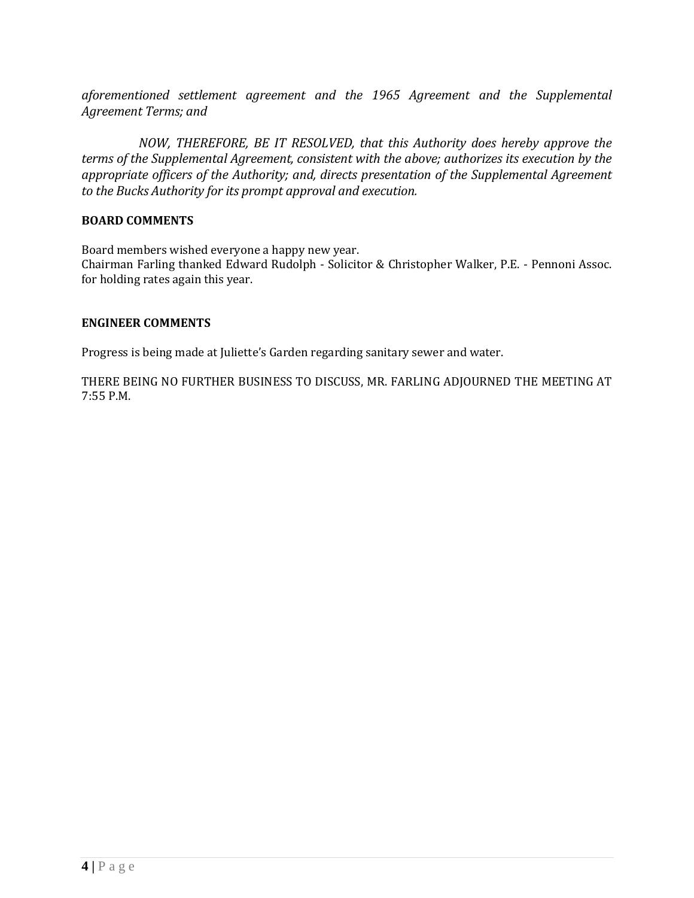*aforementioned settlement agreement and the 1965 Agreement and the Supplemental Agreement Terms; and*

*NOW, THEREFORE, BE IT RESOLVED, that this Authority does hereby approve the terms of the Supplemental Agreement, consistent with the above; authorizes its execution by the appropriate officers of the Authority; and, directs presentation of the Supplemental Agreement to the Bucks Authority for its prompt approval and execution.*

**BOARD COMMENTS**

Board members wished everyone a happy new year.
Chairman Farling thanked Edward Rudolph - Solicitor & Christopher Walker, P.E. - Pennoni Assoc. for holding rates again this year.

**ENGINEER COMMENTS**

Progress is being made at Juliette's Garden regarding sanitary sewer and water.

THERE BEING NO FURTHER BUSINESS TO DISCUSS, MR. FARLING ADJOURNED THE MEETING AT 7:55 P.M.